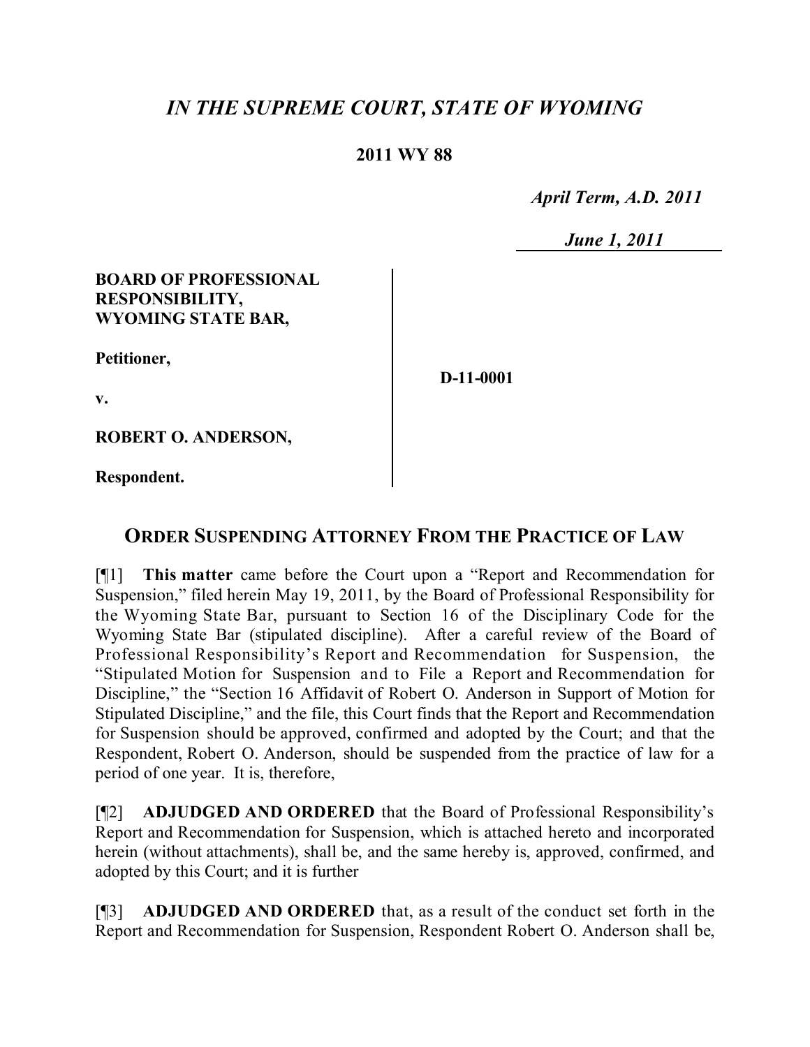# *IN THE SUPREME COURT, STATE OF WYOMING*

**2011 WY 88**

*April Term, A.D. 2011*

*June 1, 2011*

**BOARD OF PROFESSIONAL RESPONSIBILITY, WYOMING STATE BAR,**

**Petitioner,**

**v.**

**ROBERT O. ANDERSON,**

**Respondent.**

**D-11-0001**

## ORDER SUSPENDING ATTORNEY FROM THE PRACTICE OF LAW

[¶1] **This matter** came before the Court upon a "Report and Recommendation for Suspension," filed herein May 19, 2011, by the Board of Professional Responsibility for the Wyoming State Bar, pursuant to Section 16 of the Disciplinary Code for the Wyoming State Bar (stipulated discipline). After a careful review of the Board of Professional Responsibility's Report and Recommendation for Suspension, the "Stipulated Motion for Suspension and to File a Report and Recommendation for Discipline," the "Section 16 Affidavit of Robert O. Anderson in Support of Motion for Stipulated Discipline," and the file, this Court finds that the Report and Recommendation for Suspension should be approved, confirmed and adopted by the Court; and that the Respondent, Robert O. Anderson, should be suspended from the practice of law for a period of one year. It is, therefore,

[¶2] **ADJUDGED AND ORDERED** that the Board of Professional Responsibility's Report and Recommendation for Suspension, which is attached hereto and incorporated herein (without attachments), shall be, and the same hereby is, approved, confirmed, and adopted by this Court; and it is further

[¶3] **ADJUDGED AND ORDERED** that, as a result of the conduct set forth in the Report and Recommendation for Suspension, Respondent Robert O. Anderson shall be,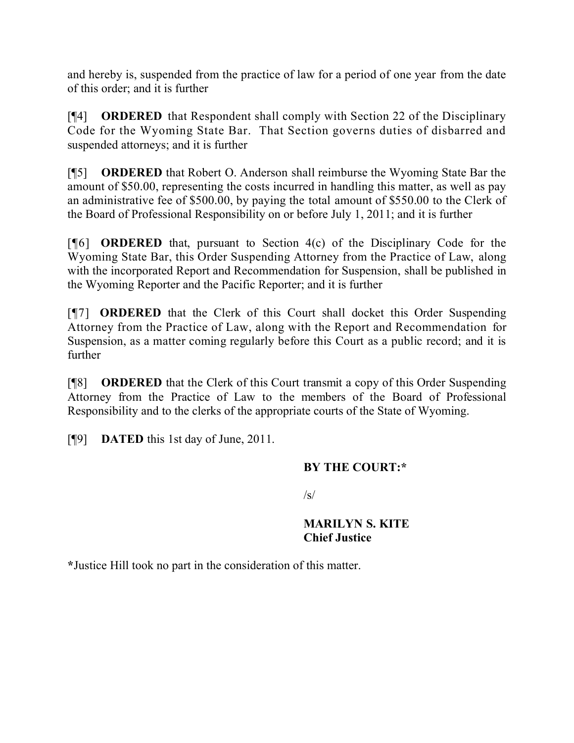and hereby is, suspended from the practice of law for a period of one year from the date of this order; and it is further

[¶4] **ORDERED** that Respondent shall comply with Section 22 of the Disciplinary Code for the Wyoming State Bar. That Section governs duties of disbarred and suspended attorneys; and it is further

[¶5] **ORDERED** that Robert O. Anderson shall reimburse the Wyoming State Bar the amount of $50.00, representing the costs incurred in handling this matter, as well as pay an administrative fee of $500.00, by paying the total amount of $550.00 to the Clerk of the Board of Professional Responsibility on or before July 1, 2011; and it is further

[¶6] **ORDERED** that, pursuant to Section 4(c) of the Disciplinary Code for the Wyoming State Bar, this Order Suspending Attorney from the Practice of Law, along with the incorporated Report and Recommendation for Suspension, shall be published in the Wyoming Reporter and the Pacific Reporter; and it is further

[¶7] **ORDERED** that the Clerk of this Court shall docket this Order Suspending Attorney from the Practice of Law, along with the Report and Recommendation for Suspension, as a matter coming regularly before this Court as a public record; and it is further

[¶8] **ORDERED** that the Clerk of this Court transmit a copy of this Order Suspending Attorney from the Practice of Law to the members of the Board of Professional Responsibility and to the clerks of the appropriate courts of the State of Wyoming.

[¶9] **DATED** this 1st day of June, 2011.

**BY THE COURT:***

/s/

**MARILYN S. KITE**
**Chief Justice**

***Justice Hill took no part in the consideration of this matter.